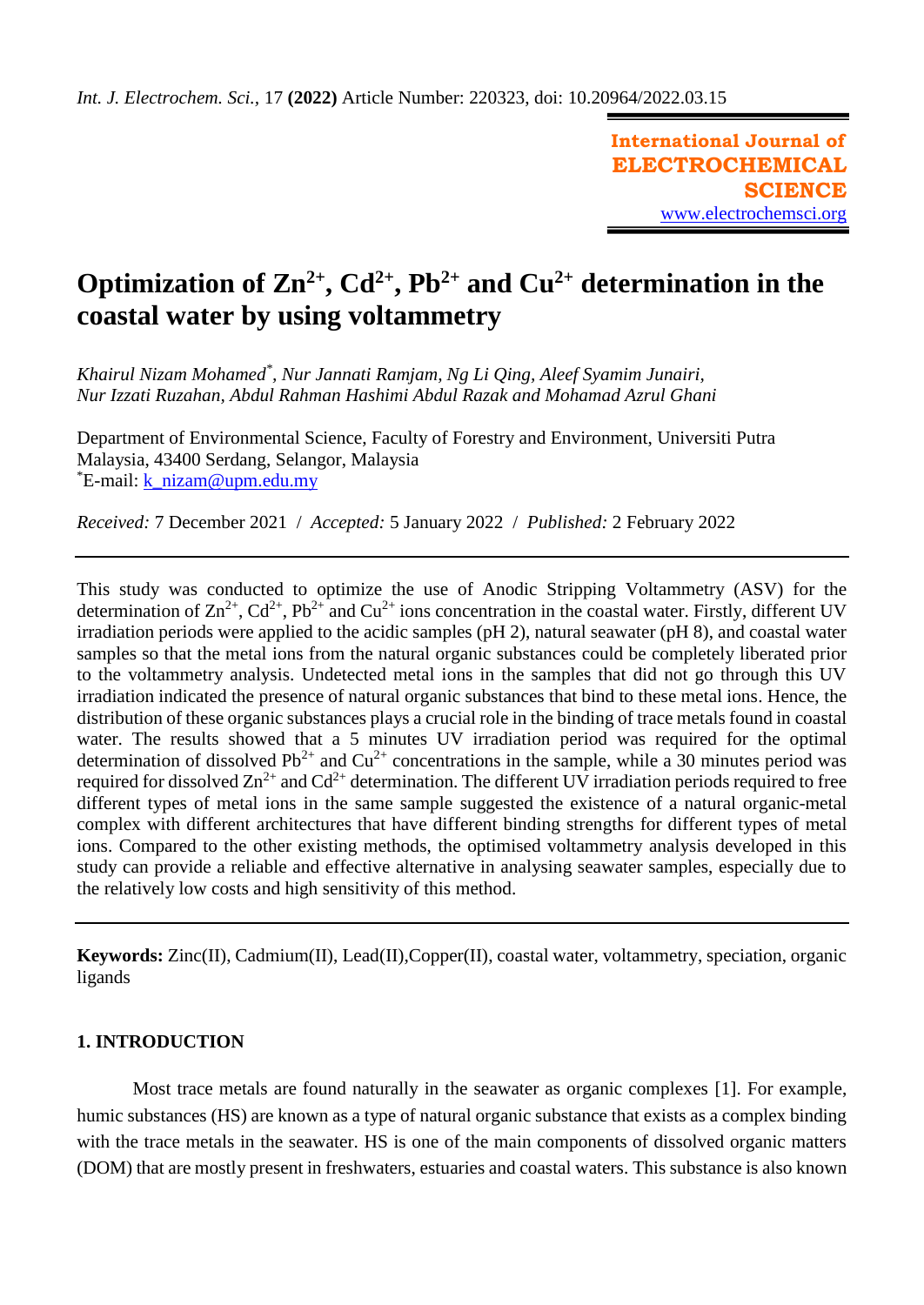# Optimization of $Zn^{2+}$, $Cd^{2+}$, $Pb^{2+}$ and $Cu^{2+}$ determination in the coastal water by using voltammetry

*Khairul Nizam Mohamed*\*, *Nur Jannati Ramjam, Ng Li Qing, Aleef Syamim Junairi, Nur Izzati Ruzahan, Abdul Rahman Hashimi Abdul Razak and Mohamad Azrul Ghani*

Department of Environmental Science, Faculty of Forestry and Environment, Universiti Putra Malaysia, 43400 Serdang, Selangor, Malaysia
\*E-mail: k_nizam@upm.edu.my

*Received:* 7 December 2021 / *Accepted:* 5 January 2022 / *Published:* 2 February 2022

---

This study was conducted to optimize the use of Anodic Stripping Voltammetry (ASV) for the determination of $Zn^{2+}$, $Cd^{2+}$, $Pb^{2+}$ and $Cu^{2+}$ ions concentration in the coastal water. Firstly, different UV irradiation periods were applied to the acidic samples (pH 2), natural seawater (pH 8), and coastal water samples so that the metal ions from the natural organic substances could be completely liberated prior to the voltammetry analysis. Undetected metal ions in the samples that did not go through this UV irradiation indicated the presence of natural organic substances that bind to these metal ions. Hence, the distribution of these organic substances plays a crucial role in the binding of trace metals found in coastal water. The results showed that a 5 minutes UV irradiation period was required for the optimal determination of dissolved $Pb^{2+}$ and $Cu^{2+}$ concentrations in the sample, while a 30 minutes period was required for dissolved $Zn^{2+}$ and $Cd^{2+}$ determination. The different UV irradiation periods required to free different types of metal ions in the same sample suggested the existence of a natural organic-metal complex with different architectures that have different binding strengths for different types of metal ions. Compared to the other existing methods, the optimised voltammetry analysis developed in this study can provide a reliable and effective alternative in analysing seawater samples, especially due to the relatively low costs and high sensitivity of this method.

---

**Keywords:** Zinc(II), Cadmium(II), Lead(II),Copper(II), coastal water, voltammetry, speciation, organic ligands

## 1. INTRODUCTION

Most trace metals are found naturally in the seawater as organic complexes [1]. For example, humic substances (HS) are known as a type of natural organic substance that exists as a complex binding with the trace metals in the seawater. HS is one of the main components of dissolved organic matters (DOM) that are mostly present in freshwaters, estuaries and coastal waters. This substance is also known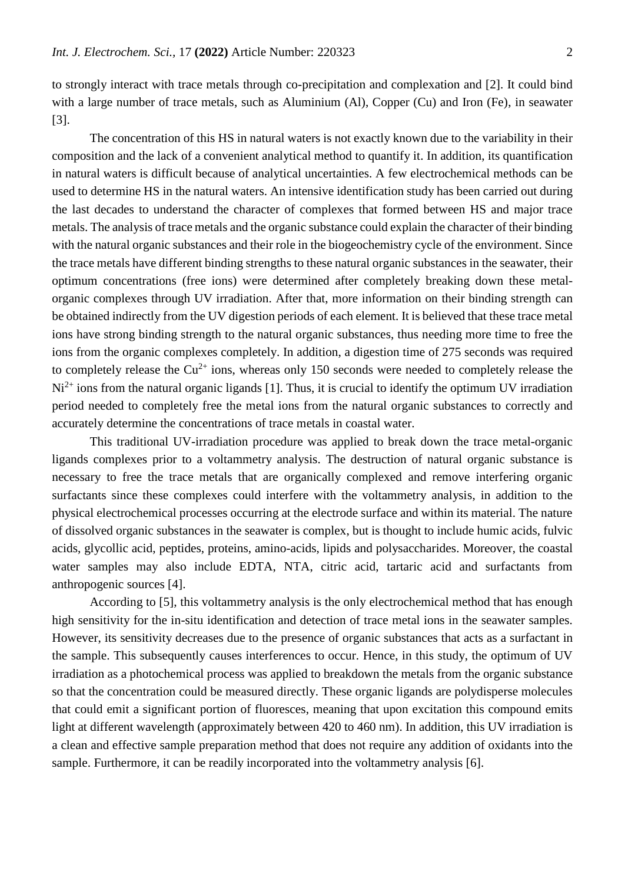to strongly interact with trace metals through co-precipitation and complexation and [2]. It could bind with a large number of trace metals, such as Aluminium (Al), Copper (Cu) and Iron (Fe), in seawater [3].

The concentration of this HS in natural waters is not exactly known due to the variability in their composition and the lack of a convenient analytical method to quantify it. In addition, its quantification in natural waters is difficult because of analytical uncertainties. A few electrochemical methods can be used to determine HS in the natural waters. An intensive identification study has been carried out during the last decades to understand the character of complexes that formed between HS and major trace metals. The analysis of trace metals and the organic substance could explain the character of their binding with the natural organic substances and their role in the biogeochemistry cycle of the environment. Since the trace metals have different binding strengths to these natural organic substances in the seawater, their optimum concentrations (free ions) were determined after completely breaking down these metal-organic complexes through UV irradiation. After that, more information on their binding strength can be obtained indirectly from the UV digestion periods of each element. It is believed that these trace metal ions have strong binding strength to the natural organic substances, thus needing more time to free the ions from the organic complexes completely. In addition, a digestion time of 275 seconds was required to completely release the $Cu^{2+}$ ions, whereas only 150 seconds were needed to completely release the $Ni^{2+}$ ions from the natural organic ligands [1]. Thus, it is crucial to identify the optimum UV irradiation period needed to completely free the metal ions from the natural organic substances to correctly and accurately determine the concentrations of trace metals in coastal water.

This traditional UV-irradiation procedure was applied to break down the trace metal-organic ligands complexes prior to a voltammetry analysis. The destruction of natural organic substance is necessary to free the trace metals that are organically complexed and remove interfering organic surfactants since these complexes could interfere with the voltammetry analysis, in addition to the physical electrochemical processes occurring at the electrode surface and within its material. The nature of dissolved organic substances in the seawater is complex, but is thought to include humic acids, fulvic acids, glycollic acid, peptides, proteins, amino-acids, lipids and polysaccharides. Moreover, the coastal water samples may also include EDTA, NTA, citric acid, tartaric acid and surfactants from anthropogenic sources [4].

According to [5], this voltammetry analysis is the only electrochemical method that has enough high sensitivity for the in-situ identification and detection of trace metal ions in the seawater samples. However, its sensitivity decreases due to the presence of organic substances that acts as a surfactant in the sample. This subsequently causes interferences to occur. Hence, in this study, the optimum of UV irradiation as a photochemical process was applied to breakdown the metals from the organic substance so that the concentration could be measured directly. These organic ligands are polydisperse molecules that could emit a significant portion of fluoresces, meaning that upon excitation this compound emits light at different wavelength (approximately between 420 to 460 nm). In addition, this UV irradiation is a clean and effective sample preparation method that does not require any addition of oxidants into the sample. Furthermore, it can be readily incorporated into the voltammetry analysis [6].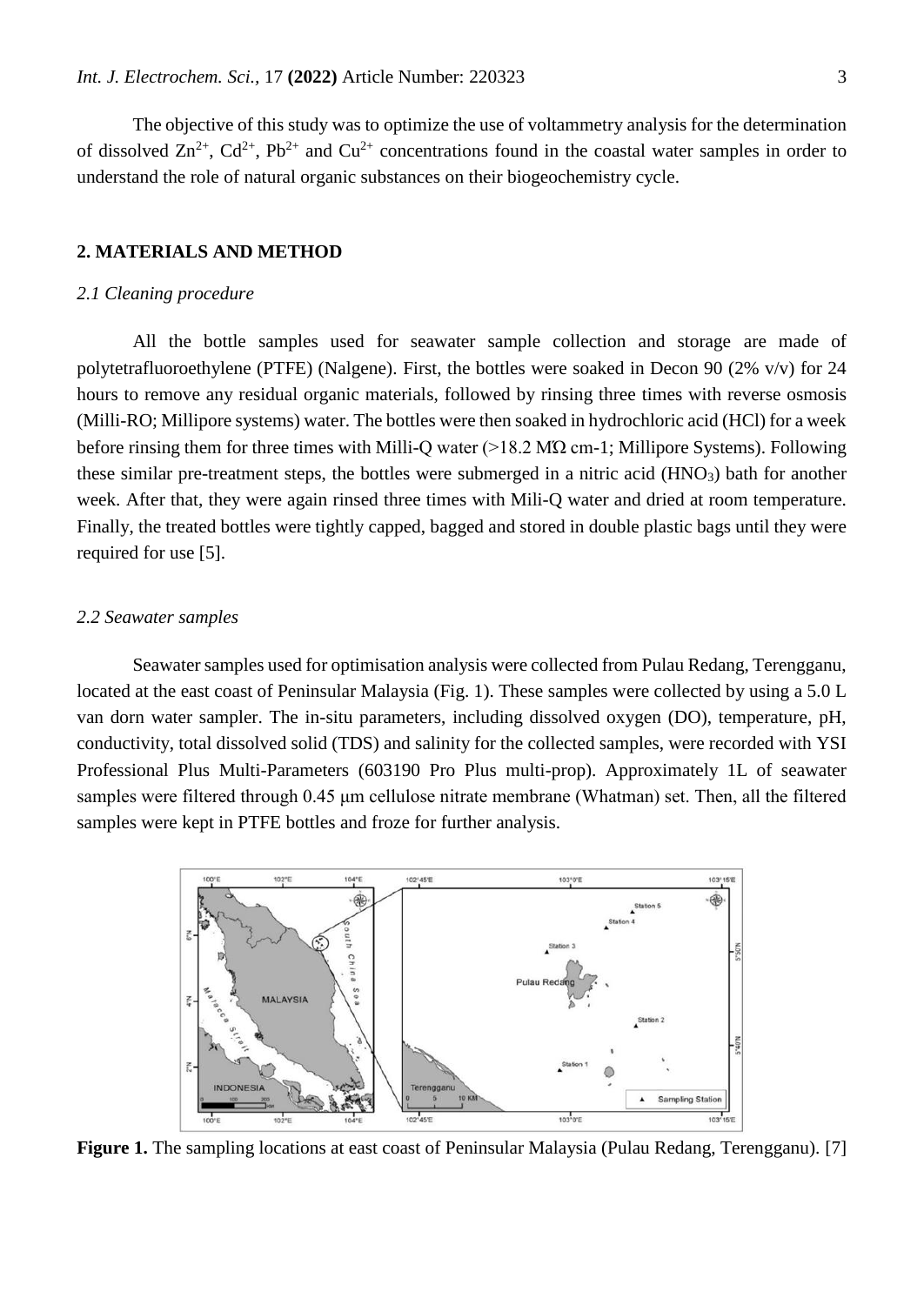The objective of this study was to optimize the use of voltammetry analysis for the determination of dissolved $Zn^{2+}$, $Cd^{2+}$, $Pb^{2+}$ and $Cu^{2+}$ concentrations found in the coastal water samples in order to understand the role of natural organic substances on their biogeochemistry cycle.

## 2. MATERIALS AND METHOD

### *2.1 Cleaning procedure*

All the bottle samples used for seawater sample collection and storage are made of polytetrafluoroethylene (PTFE) (Nalgene). First, the bottles were soaked in Decon 90 (2% v/v) for 24 hours to remove any residual organic materials, followed by rinsing three times with reverse osmosis (Milli-RO; Millipore systems) water. The bottles were then soaked in hydrochloric acid (HCl) for a week before rinsing them for three times with Milli-Q water (>18.2 MΩ cm-1; Millipore Systems). Following these similar pre-treatment steps, the bottles were submerged in a nitric acid ($HNO_3$) bath for another week. After that, they were again rinsed three times with Mili-Q water and dried at room temperature. Finally, the treated bottles were tightly capped, bagged and stored in double plastic bags until they were required for use [5].

### *2.2 Seawater samples*

Seawater samples used for optimisation analysis were collected from Pulau Redang, Terengganu, located at the east coast of Peninsular Malaysia (Fig. 1). These samples were collected by using a 5.0 L van dorn water sampler. The in-situ parameters, including dissolved oxygen (DO), temperature, pH, conductivity, total dissolved solid (TDS) and salinity for the collected samples, were recorded with YSI Professional Plus Multi-Parameters (603190 Pro Plus multi-prop). Approximately 1L of seawater samples were filtered through 0.45 μm cellulose nitrate membrane (Whatman) set. Then, all the filtered samples were kept in PTFE bottles and froze for further analysis.

**Figure 1.** The sampling locations at east coast of Peninsular Malaysia (Pulau Redang, Terengganu). [7]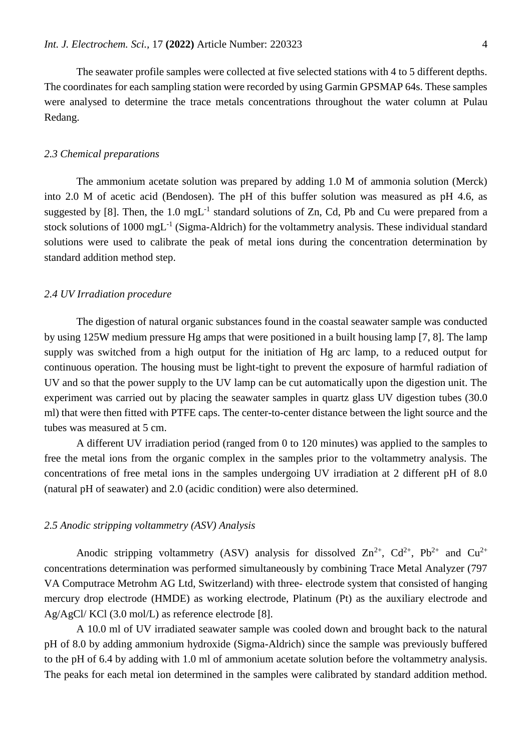The seawater profile samples were collected at five selected stations with 4 to 5 different depths. The coordinates for each sampling station were recorded by using Garmin GPSMAP 64s. These samples were analysed to determine the trace metals concentrations throughout the water column at Pulau Redang.

### *2.3 Chemical preparations*

The ammonium acetate solution was prepared by adding 1.0 M of ammonia solution (Merck) into 2.0 M of acetic acid (Bendosen). The pH of this buffer solution was measured as pH 4.6, as suggested by [8]. Then, the 1.0 $mgL^{-1}$ standard solutions of Zn, Cd, Pb and Cu were prepared from a stock solutions of 1000 $mgL^{-1}$ (Sigma-Aldrich) for the voltammetry analysis. These individual standard solutions were used to calibrate the peak of metal ions during the concentration determination by standard addition method step.

### *2.4 UV Irradiation procedure*

The digestion of natural organic substances found in the coastal seawater sample was conducted by using 125W medium pressure Hg amps that were positioned in a built housing lamp [7, 8]. The lamp supply was switched from a high output for the initiation of Hg arc lamp, to a reduced output for continuous operation. The housing must be light-tight to prevent the exposure of harmful radiation of UV and so that the power supply to the UV lamp can be cut automatically upon the digestion unit. The experiment was carried out by placing the seawater samples in quartz glass UV digestion tubes (30.0 ml) that were then fitted with PTFE caps. The center-to-center distance between the light source and the tubes was measured at 5 cm.

A different UV irradiation period (ranged from 0 to 120 minutes) was applied to the samples to free the metal ions from the organic complex in the samples prior to the voltammetry analysis. The concentrations of free metal ions in the samples undergoing UV irradiation at 2 different pH of 8.0 (natural pH of seawater) and 2.0 (acidic condition) were also determined.

### *2.5 Anodic stripping voltammetry (ASV) Analysis*

Anodic stripping voltammetry (ASV) analysis for dissolved $Zn^{2+}$, $Cd^{2+}$, $Pb^{2+}$ and $Cu^{2+}$ concentrations determination was performed simultaneously by combining Trace Metal Analyzer (797 VA Computrace Metrohm AG Ltd, Switzerland) with three- electrode system that consisted of hanging mercury drop electrode (HMDE) as working electrode, Platinum (Pt) as the auxiliary electrode and Ag/AgCl/ KCl (3.0 mol/L) as reference electrode [8].

A 10.0 ml of UV irradiated seawater sample was cooled down and brought back to the natural pH of 8.0 by adding ammonium hydroxide (Sigma-Aldrich) since the sample was previously buffered to the pH of 6.4 by adding with 1.0 ml of ammonium acetate solution before the voltammetry analysis. The peaks for each metal ion determined in the samples were calibrated by standard addition method.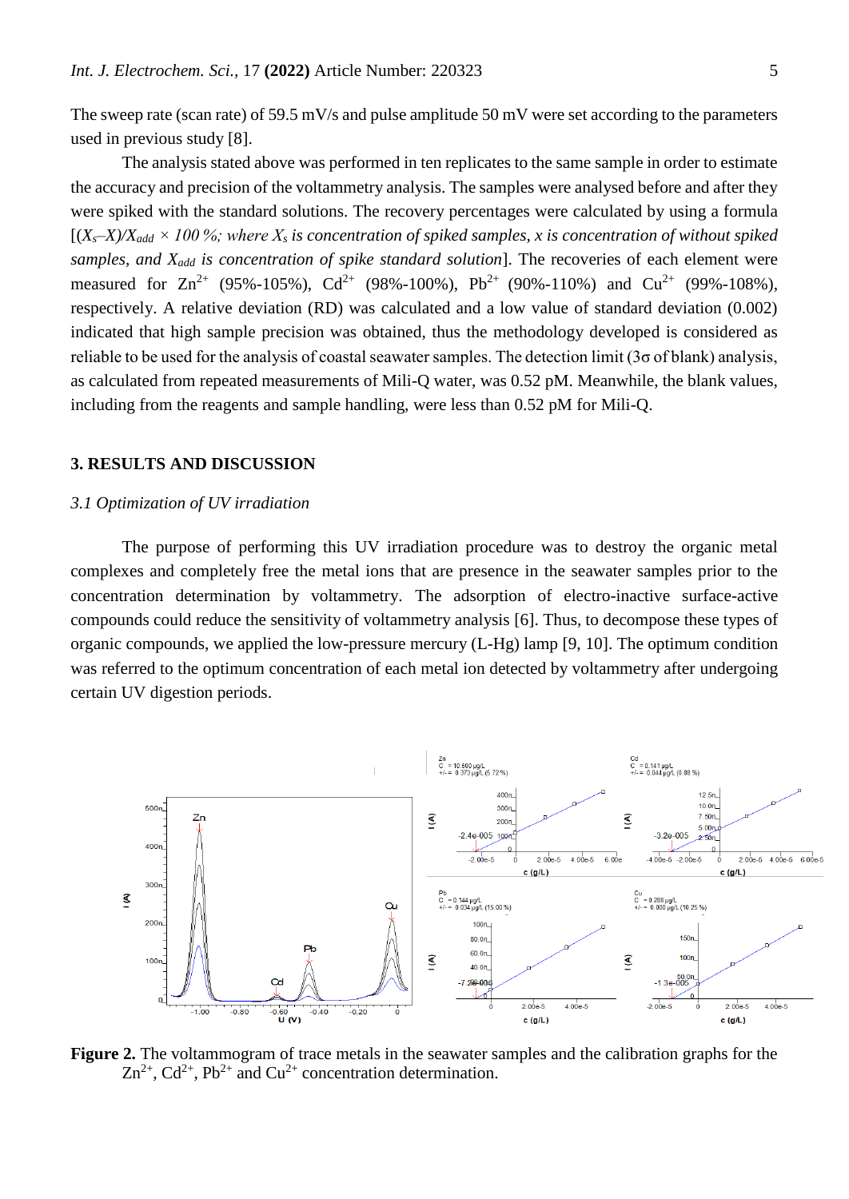The sweep rate (scan rate) of 59.5 mV/s and pulse amplitude 50 mV were set according to the parameters used in previous study [8].

The analysis stated above was performed in ten replicates to the same sample in order to estimate the accuracy and precision of the voltammetry analysis. The samples were analysed before and after they were spiked with the standard solutions. The recovery percentages were calculated by using a formula [$(X_s–X)/X_{add} \times 100\,\%$; *where $X_s$ is concentration of spiked samples, x is concentration of without spiked samples, and $X_{add}$ is concentration of spike standard solution*]. The recoveries of each element were measured for $Zn^{2+}$ (95%-105%), $Cd^{2+}$ (98%-100%), $Pb^{2+}$ (90%-110%) and $Cu^{2+}$ (99%-108%), respectively. A relative deviation (RD) was calculated and a low value of standard deviation (0.002) indicated that high sample precision was obtained, thus the methodology developed is considered as reliable to be used for the analysis of coastal seawater samples. The detection limit (3σ of blank) analysis, as calculated from repeated measurements of Mili-Q water, was 0.52 pM. Meanwhile, the blank values, including from the reagents and sample handling, were less than 0.52 pM for Mili-Q.

## 3. RESULTS AND DISCUSSION

### *3.1 Optimization of UV irradiation*

The purpose of performing this UV irradiation procedure was to destroy the organic metal complexes and completely free the metal ions that are presence in the seawater samples prior to the concentration determination by voltammetry. The adsorption of electro-inactive surface-active compounds could reduce the sensitivity of voltammetry analysis [6]. Thus, to decompose these types of organic compounds, we applied the low-pressure mercury (L-Hg) lamp [9, 10]. The optimum condition was referred to the optimum concentration of each metal ion detected by voltammetry after undergoing certain UV digestion periods.

**Figure 2.** The voltammogram of trace metals in the seawater samples and the calibration graphs for the $Zn^{2+}$, $Cd^{2+}$, $Pb^{2+}$ and $Cu^{2+}$ concentration determination.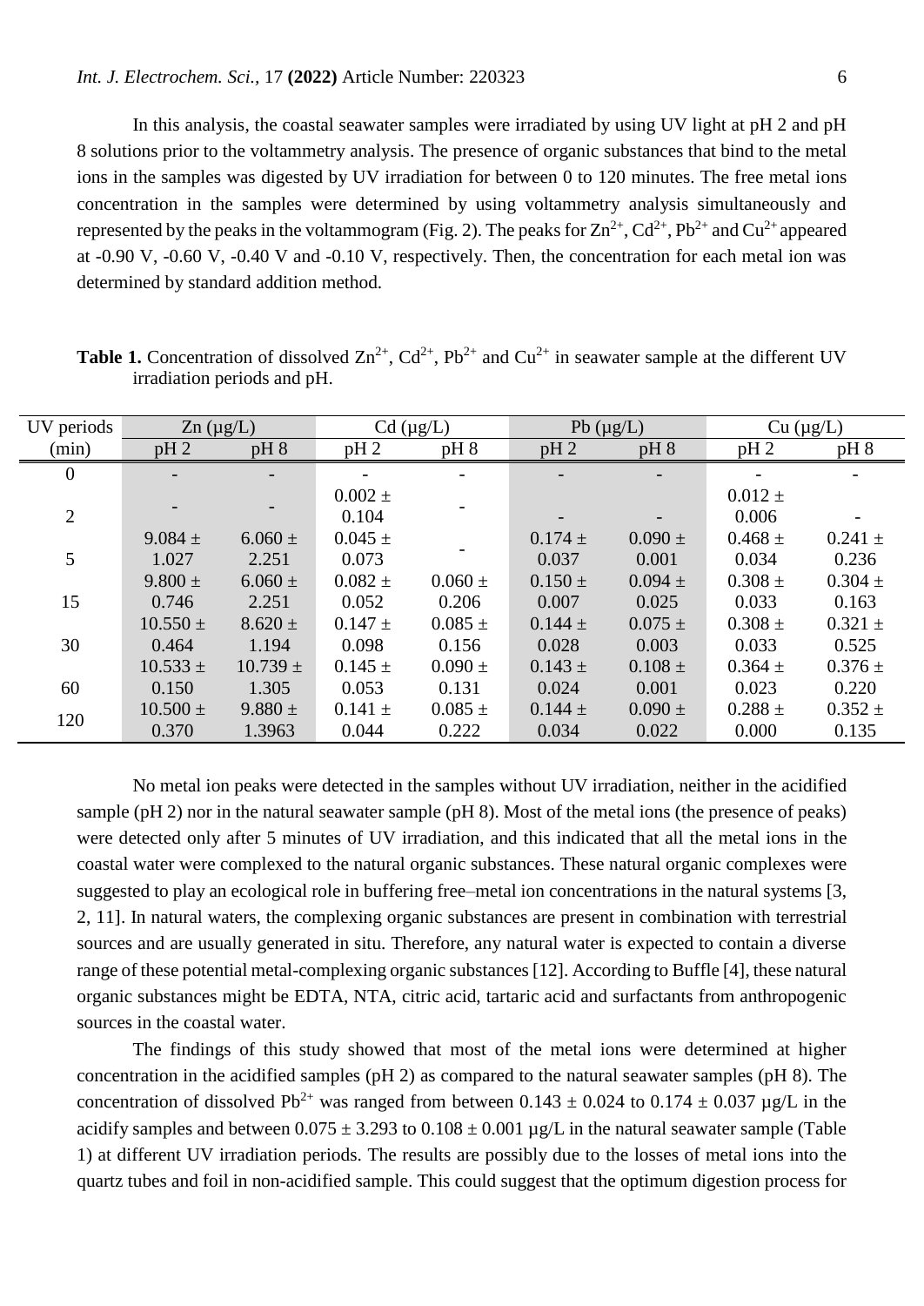In this analysis, the coastal seawater samples were irradiated by using UV light at pH 2 and pH 8 solutions prior to the voltammetry analysis. The presence of organic substances that bind to the metal ions in the samples was digested by UV irradiation for between 0 to 120 minutes. The free metal ions concentration in the samples were determined by using voltammetry analysis simultaneously and represented by the peaks in the voltammogram (Fig. 2). The peaks for $Zn^{2+}$, $Cd^{2+}$, $Pb^{2+}$ and $Cu^{2+}$ appeared at -0.90 V, -0.60 V, -0.40 V and -0.10 V, respectively. Then, the concentration for each metal ion was determined by standard addition method.

**Table 1.** Concentration of dissolved $Zn^{2+}$, $Cd^{2+}$, $Pb^{2+}$ and $Cu^{2+}$ in seawater sample at the different UV irradiation periods and pH.

| UV periods | Zn (µg/L) | | Cd (µg/L) | | Pb (µg/L) | | Cu (µg/L) | |
|---|---|---|---|---|---|---|---|---|
| (min) | pH 2 | pH 8 | pH 2 | pH 8 | pH 2 | pH 8 | pH 2 | pH 8 |
| 0 | - | - | - | - | - | - | - | - |
| 2 | - | - | 0.002 ± 0.104 | - | - | - | 0.012 ± 0.006 | - |
| 5 | 9.084 ± 1.027 | 6.060 ± 2.251 | 0.045 ± 0.073 | - | 0.174 ± 0.037 | 0.090 ± 0.001 | 0.468 ± 0.034 | 0.241 ± 0.236 |
| 15 | 9.800 ± 0.746 | 6.060 ± 2.251 | 0.082 ± 0.052 | 0.060 ± 0.206 | 0.150 ± 0.007 | 0.094 ± 0.025 | 0.308 ± 0.033 | 0.304 ± 0.163 |
| 30 | 10.550 ± 0.464 | 8.620 ± 1.194 | 0.147 ± 0.098 | 0.085 ± 0.156 | 0.144 ± 0.028 | 0.075 ± 0.003 | 0.308 ± 0.033 | 0.321 ± 0.525 |
| 60 | 10.533 ± 0.150 | 10.739 ± 1.305 | 0.145 ± 0.053 | 0.090 ± 0.131 | 0.143 ± 0.024 | 0.108 ± 0.001 | 0.364 ± 0.023 | 0.376 ± 0.220 |
| 120 | 10.500 ± 0.370 | 9.880 ± 1.3963 | 0.141 ± 0.044 | 0.085 ± 0.222 | 0.144 ± 0.034 | 0.090 ± 0.022 | 0.288 ± 0.000 | 0.352 ± 0.135 |

No metal ion peaks were detected in the samples without UV irradiation, neither in the acidified sample (pH 2) nor in the natural seawater sample (pH 8). Most of the metal ions (the presence of peaks) were detected only after 5 minutes of UV irradiation, and this indicated that all the metal ions in the coastal water were complexed to the natural organic substances. These natural organic complexes were suggested to play an ecological role in buffering free–metal ion concentrations in the natural systems [3, 2, 11]. In natural waters, the complexing organic substances are present in combination with terrestrial sources and are usually generated in situ. Therefore, any natural water is expected to contain a diverse range of these potential metal-complexing organic substances [12]. According to Buffle [4], these natural organic substances might be EDTA, NTA, citric acid, tartaric acid and surfactants from anthropogenic sources in the coastal water.

The findings of this study showed that most of the metal ions were determined at higher concentration in the acidified samples (pH 2) as compared to the natural seawater samples (pH 8). The concentration of dissolved $Pb^{2+}$ was ranged from between 0.143 ± 0.024 to 0.174 ± 0.037 µg/L in the acidify samples and between 0.075 ± 3.293 to 0.108 ± 0.001 µg/L in the natural seawater sample (Table 1) at different UV irradiation periods. The results are possibly due to the losses of metal ions into the quartz tubes and foil in non-acidified sample. This could suggest that the optimum digestion process for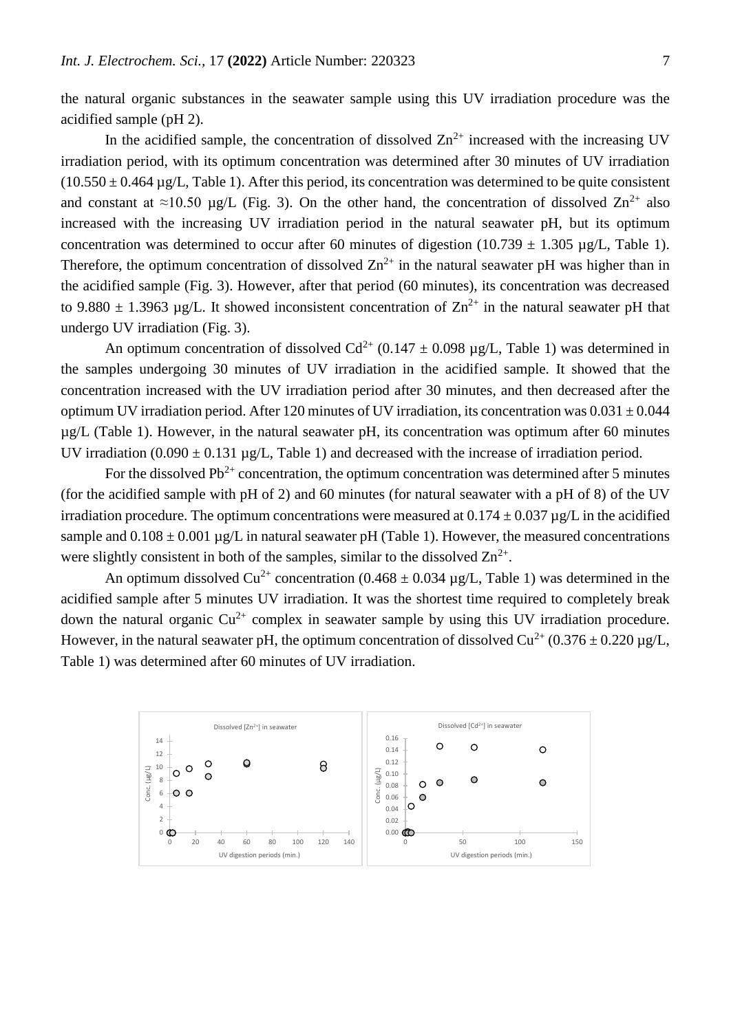the natural organic substances in the seawater sample using this UV irradiation procedure was the acidified sample (pH 2).

In the acidified sample, the concentration of dissolved $Zn^{2+}$ increased with the increasing UV irradiation period, with its optimum concentration was determined after 30 minutes of UV irradiation ($10.550 \pm 0.464$ µg/L, Table 1). After this period, its concentration was determined to be quite consistent and constant at ≈10.50 µg/L (Fig. 3). On the other hand, the concentration of dissolved $Zn^{2+}$ also increased with the increasing UV irradiation period in the natural seawater pH, but its optimum concentration was determined to occur after 60 minutes of digestion ($10.739 \pm 1.305$ µg/L, Table 1). Therefore, the optimum concentration of dissolved $Zn^{2+}$ in the natural seawater pH was higher than in the acidified sample (Fig. 3). However, after that period (60 minutes), its concentration was decreased to $9.880 \pm 1.3963$ µg/L. It showed inconsistent concentration of $Zn^{2+}$ in the natural seawater pH that undergo UV irradiation (Fig. 3).

An optimum concentration of dissolved $Cd^{2+}$ ($0.147 \pm 0.098$ µg/L, Table 1) was determined in the samples undergoing 30 minutes of UV irradiation in the acidified sample. It showed that the concentration increased with the UV irradiation period after 30 minutes, and then decreased after the optimum UV irradiation period. After 120 minutes of UV irradiation, its concentration was $0.031 \pm 0.044$ µg/L (Table 1). However, in the natural seawater pH, its concentration was optimum after 60 minutes UV irradiation ($0.090 \pm 0.131$ µg/L, Table 1) and decreased with the increase of irradiation period.

For the dissolved $Pb^{2+}$ concentration, the optimum concentration was determined after 5 minutes (for the acidified sample with pH of 2) and 60 minutes (for natural seawater with a pH of 8) of the UV irradiation procedure. The optimum concentrations were measured at $0.174 \pm 0.037$ µg/L in the acidified sample and $0.108 \pm 0.001$ µg/L in natural seawater pH (Table 1). However, the measured concentrations were slightly consistent in both of the samples, similar to the dissolved $Zn^{2+}$.

An optimum dissolved $Cu^{2+}$ concentration ($0.468 \pm 0.034$ µg/L, Table 1) was determined in the acidified sample after 5 minutes UV irradiation. It was the shortest time required to completely break down the natural organic $Cu^{2+}$ complex in seawater sample by using this UV irradiation procedure. However, in the natural seawater pH, the optimum concentration of dissolved $Cu^{2+}$ ($0.376 \pm 0.220$ µg/L, Table 1) was determined after 60 minutes of UV irradiation.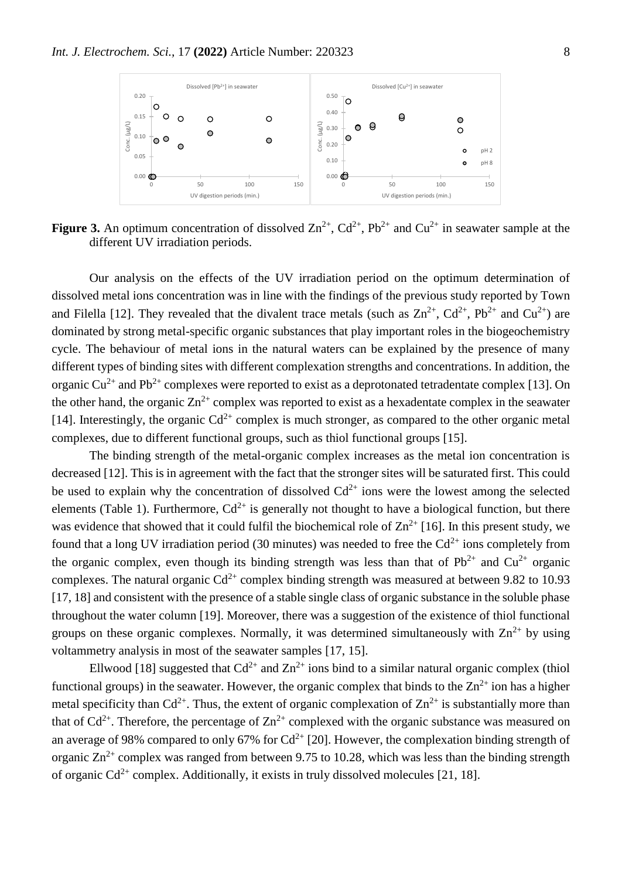**Figure 3.** An optimum concentration of dissolved $Zn^{2+}$, $Cd^{2+}$, $Pb^{2+}$ and $Cu^{2+}$ in seawater sample at the different UV irradiation periods.

Our analysis on the effects of the UV irradiation period on the optimum determination of dissolved metal ions concentration was in line with the findings of the previous study reported by Town and Filella [12]. They revealed that the divalent trace metals (such as $Zn^{2+}$, $Cd^{2+}$, $Pb^{2+}$ and $Cu^{2+}$) are dominated by strong metal-specific organic substances that play important roles in the biogeochemistry cycle. The behaviour of metal ions in the natural waters can be explained by the presence of many different types of binding sites with different complexation strengths and concentrations. In addition, the organic $Cu^{2+}$ and $Pb^{2+}$ complexes were reported to exist as a deprotonated tetradentate complex [13]. On the other hand, the organic $Zn^{2+}$ complex was reported to exist as a hexadentate complex in the seawater [14]. Interestingly, the organic $Cd^{2+}$ complex is much stronger, as compared to the other organic metal complexes, due to different functional groups, such as thiol functional groups [15].

The binding strength of the metal-organic complex increases as the metal ion concentration is decreased [12]. This is in agreement with the fact that the stronger sites will be saturated first. This could be used to explain why the concentration of dissolved $Cd^{2+}$ ions were the lowest among the selected elements (Table 1). Furthermore, $Cd^{2+}$ is generally not thought to have a biological function, but there was evidence that showed that it could fulfil the biochemical role of $Zn^{2+}$ [16]. In this present study, we found that a long UV irradiation period (30 minutes) was needed to free the $Cd^{2+}$ ions completely from the organic complex, even though its binding strength was less than that of $Pb^{2+}$ and $Cu^{2+}$ organic complexes. The natural organic $Cd^{2+}$ complex binding strength was measured at between 9.82 to 10.93 [17, 18] and consistent with the presence of a stable single class of organic substance in the soluble phase throughout the water column [19]. Moreover, there was a suggestion of the existence of thiol functional groups on these organic complexes. Normally, it was determined simultaneously with $Zn^{2+}$ by using voltammetry analysis in most of the seawater samples [17, 15].

Ellwood [18] suggested that $Cd^{2+}$ and $Zn^{2+}$ ions bind to a similar natural organic complex (thiol functional groups) in the seawater. However, the organic complex that binds to the $Zn^{2+}$ ion has a higher metal specificity than $Cd^{2+}$. Thus, the extent of organic complexation of $Zn^{2+}$ is substantially more than that of $Cd^{2+}$. Therefore, the percentage of $Zn^{2+}$ complexed with the organic substance was measured on an average of 98% compared to only 67% for $Cd^{2+}$ [20]. However, the complexation binding strength of organic $Zn^{2+}$ complex was ranged from between 9.75 to 10.28, which was less than the binding strength of organic $Cd^{2+}$ complex. Additionally, it exists in truly dissolved molecules [21, 18].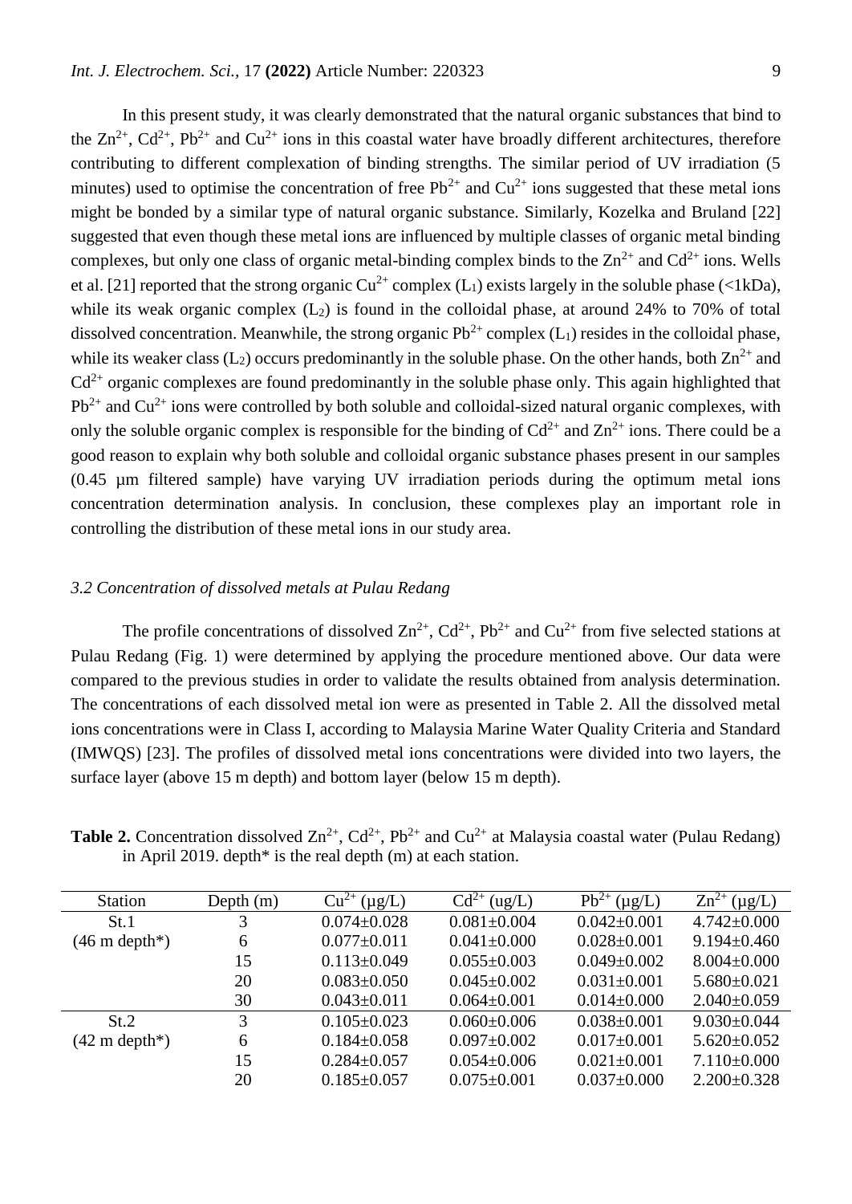In this present study, it was clearly demonstrated that the natural organic substances that bind to the $Zn^{2+}$, $Cd^{2+}$, $Pb^{2+}$ and $Cu^{2+}$ ions in this coastal water have broadly different architectures, therefore contributing to different complexation of binding strengths. The similar period of UV irradiation (5 minutes) used to optimise the concentration of free $Pb^{2+}$ and $Cu^{2+}$ ions suggested that these metal ions might be bonded by a similar type of natural organic substance. Similarly, Kozelka and Bruland [22] suggested that even though these metal ions are influenced by multiple classes of organic metal binding complexes, but only one class of organic metal-binding complex binds to the $Zn^{2+}$ and $Cd^{2+}$ ions. Wells et al. [21] reported that the strong organic $Cu^{2+}$ complex ($L_1$) exists largely in the soluble phase (<1kDa), while its weak organic complex ($L_2$) is found in the colloidal phase, at around 24% to 70% of total dissolved concentration. Meanwhile, the strong organic $Pb^{2+}$ complex ($L_1$) resides in the colloidal phase, while its weaker class ($L_2$) occurs predominantly in the soluble phase. On the other hands, both $Zn^{2+}$ and $Cd^{2+}$ organic complexes are found predominantly in the soluble phase only. This again highlighted that $Pb^{2+}$ and $Cu^{2+}$ ions were controlled by both soluble and colloidal-sized natural organic complexes, with only the soluble organic complex is responsible for the binding of $Cd^{2+}$ and $Zn^{2+}$ ions. There could be a good reason to explain why both soluble and colloidal organic substance phases present in our samples (0.45 µm filtered sample) have varying UV irradiation periods during the optimum metal ions concentration determination analysis. In conclusion, these complexes play an important role in controlling the distribution of these metal ions in our study area.

### *3.2 Concentration of dissolved metals at Pulau Redang*

The profile concentrations of dissolved $Zn^{2+}$, $Cd^{2+}$, $Pb^{2+}$ and $Cu^{2+}$ from five selected stations at Pulau Redang (Fig. 1) were determined by applying the procedure mentioned above. Our data were compared to the previous studies in order to validate the results obtained from analysis determination. The concentrations of each dissolved metal ion were as presented in Table 2. All the dissolved metal ions concentrations were in Class I, according to Malaysia Marine Water Quality Criteria and Standard (IMWQS) [23]. The profiles of dissolved metal ions concentrations were divided into two layers, the surface layer (above 15 m depth) and bottom layer (below 15 m depth).

**Table 2.** Concentration dissolved $Zn^{2+}$, $Cd^{2+}$, $Pb^{2+}$ and $Cu^{2+}$ at Malaysia coastal water (Pulau Redang) in April 2019. depth* is the real depth (m) at each station.

| Station | Depth (m) | $Cu^{2+}$ (µg/L) | $Cd^{2+}$ (ug/L) | $Pb^{2+}$ (µg/L) | $Zn^{2+}$ (µg/L) |
|---|---|---|---|---|---|
| St.1 (46 m depth*) | 3 | 0.074±0.028 | 0.081±0.004 | 0.042±0.001 | 4.742±0.000 |
| | 6 | 0.077±0.011 | 0.041±0.000 | 0.028±0.001 | 9.194±0.460 |
| | 15 | 0.113±0.049 | 0.055±0.003 | 0.049±0.002 | 8.004±0.000 |
| | 20 | 0.083±0.050 | 0.045±0.002 | 0.031±0.001 | 5.680±0.021 |
| | 30 | 0.043±0.011 | 0.064±0.001 | 0.014±0.000 | 2.040±0.059 |
| St.2 (42 m depth*) | 3 | 0.105±0.023 | 0.060±0.006 | 0.038±0.001 | 9.030±0.044 |
| | 6 | 0.184±0.058 | 0.097±0.002 | 0.017±0.001 | 5.620±0.052 |
| | 15 | 0.284±0.057 | 0.054±0.006 | 0.021±0.001 | 7.110±0.000 |
| | 20 | 0.185±0.057 | 0.075±0.001 | 0.037±0.000 | 2.200±0.328 |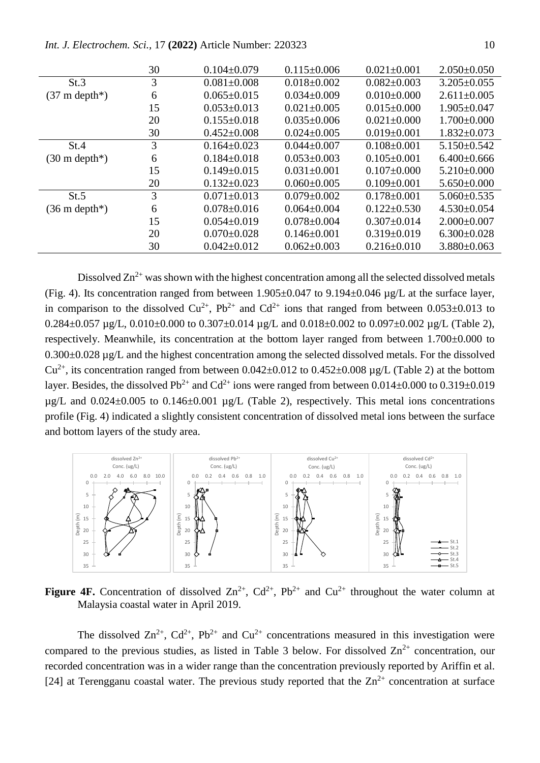| | 30 | 0.104±0.079 | 0.115±0.006 | 0.021±0.001 | 2.050±0.050 |
|---|---|---|---|---|---|
| St.3 | 3 | 0.081±0.008 | 0.018±0.002 | 0.082±0.003 | 3.205±0.055 |
| (37 m depth*) | 6 | 0.065±0.015 | 0.034±0.009 | 0.010±0.000 | 2.611±0.005 |
| | 15 | 0.053±0.013 | 0.021±0.005 | 0.015±0.000 | 1.905±0.047 |
| | 20 | 0.155±0.018 | 0.035±0.006 | 0.021±0.000 | 1.700±0.000 |
| | 30 | 0.452±0.008 | 0.024±0.005 | 0.019±0.001 | 1.832±0.073 |
| St.4 | 3 | 0.164±0.023 | 0.044±0.007 | 0.108±0.001 | 5.150±0.542 |
| (30 m depth*) | 6 | 0.184±0.018 | 0.053±0.003 | 0.105±0.001 | 6.400±0.666 |
| | 15 | 0.149±0.015 | 0.031±0.001 | 0.107±0.000 | 5.210±0.000 |
| | 20 | 0.132±0.023 | 0.060±0.005 | 0.109±0.001 | 5.650±0.000 |
| St.5 | 3 | 0.071±0.013 | 0.079±0.002 | 0.178±0.001 | 5.060±0.535 |
| (36 m depth*) | 6 | 0.078±0.016 | 0.064±0.004 | 0.122±0.530 | 4.530±0.054 |
| | 15 | 0.054±0.019 | 0.078±0.004 | 0.307±0.014 | 2.000±0.007 |
| | 20 | 0.070±0.028 | 0.146±0.001 | 0.319±0.019 | 6.300±0.028 |
| | 30 | 0.042±0.012 | 0.062±0.003 | 0.216±0.010 | 3.880±0.063 |

Dissolved $Zn^{2+}$ was shown with the highest concentration among all the selected dissolved metals (Fig. 4). Its concentration ranged from between 1.905±0.047 to 9.194±0.046 µg/L at the surface layer, in comparison to the dissolved $Cu^{2+}$, $Pb^{2+}$ and $Cd^{2+}$ ions that ranged from between 0.053±0.013 to 0.284±0.057 µg/L, 0.010±0.000 to 0.307±0.014 µg/L and 0.018±0.002 to 0.097±0.002 µg/L (Table 2), respectively. Meanwhile, its concentration at the bottom layer ranged from between 1.700±0.000 to 0.300±0.028 µg/L and the highest concentration among the selected dissolved metals. For the dissolved $Cu^{2+}$, its concentration ranged from between 0.042±0.012 to 0.452±0.008 µg/L (Table 2) at the bottom layer. Besides, the dissolved $Pb^{2+}$ and $Cd^{2+}$ ions were ranged from between 0.014±0.000 to 0.319±0.019 µg/L and 0.024±0.005 to 0.146±0.001 µg/L (Table 2), respectively. This metal ions concentrations profile (Fig. 4) indicated a slightly consistent concentration of dissolved metal ions between the surface and bottom layers of the study area.

**Figure 4F.** Concentration of dissolved $Zn^{2+}$, $Cd^{2+}$, $Pb^{2+}$ and $Cu^{2+}$ throughout the water column at Malaysia coastal water in April 2019.

The dissolved $Zn^{2+}$, $Cd^{2+}$, $Pb^{2+}$ and $Cu^{2+}$ concentrations measured in this investigation were compared to the previous studies, as listed in Table 3 below. For dissolved $Zn^{2+}$ concentration, our recorded concentration was in a wider range than the concentration previously reported by Ariffin et al. [24] at Terengganu coastal water. The previous study reported that the $Zn^{2+}$ concentration at surface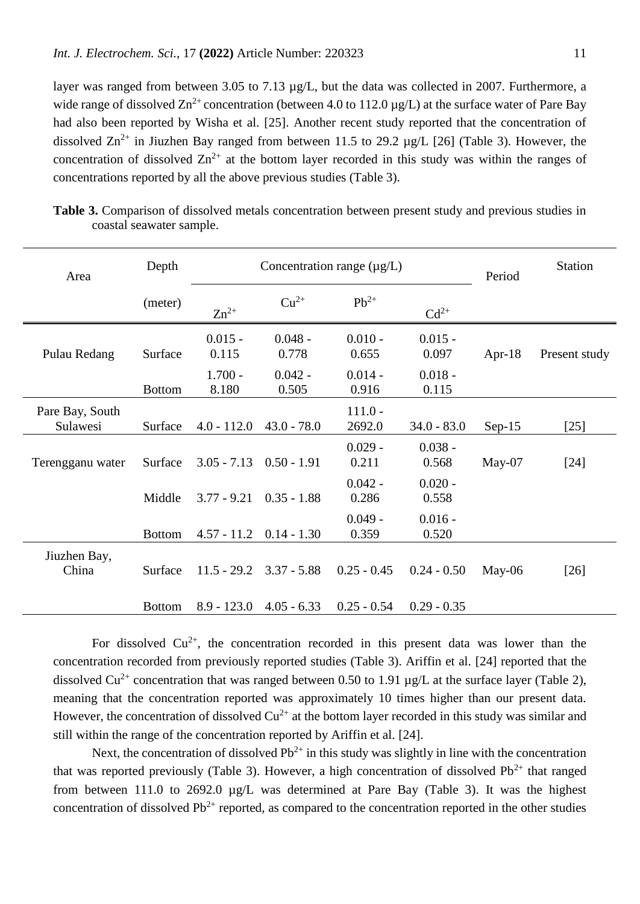layer was ranged from between 3.05 to 7.13 µg/L, but the data was collected in 2007. Furthermore, a wide range of dissolved $Zn^{2+}$ concentration (between 4.0 to 112.0 µg/L) at the surface water of Pare Bay had also been reported by Wisha et al. [25]. Another recent study reported that the concentration of dissolved $Zn^{2+}$ in Jiuzhen Bay ranged from between 11.5 to 29.2 µg/L [26] (Table 3). However, the concentration of dissolved $Zn^{2+}$ at the bottom layer recorded in this study was within the ranges of concentrations reported by all the above previous studies (Table 3).

**Table 3.** Comparison of dissolved metals concentration between present study and previous studies in coastal seawater sample.

| Area | Depth (meter) | Concentration range (µg/L) | | | | Period | Station |
|---|---|---|---|---|---|---|---|
| | | $Zn^{2+}$ | $Cu^{2+}$ | $Pb^{2+}$ | $Cd^{2+}$ | | |
| Pulau Redang | Surface | 0.015 - 0.115 | 0.048 - 0.778 | 0.010 - 0.655 | 0.015 - 0.097 | Apr-18 | Present study |
| | Bottom | 1.700 - 8.180 | 0.042 - 0.505 | 0.014 - 0.916 | 0.018 - 0.115 | | |
| Pare Bay, South Sulawesi | Surface | 4.0 - 112.0 | 43.0 - 78.0 | 111.0 - 2692.0 | 34.0 - 83.0 | Sep-15 | [25] |
| Terengganu water | Surface | 3.05 - 7.13 | 0.50 - 1.91 | 0.029 - 0.211 | 0.038 - 0.568 | May-07 | [24] |
| | Middle | 3.77 - 9.21 | 0.35 - 1.88 | 0.042 - 0.286 | 0.020 - 0.558 | | |
| | Bottom | 4.57 - 11.2 | 0.14 - 1.30 | 0.049 - 0.359 | 0.016 - 0.520 | | |
| Jiuzhen Bay, China | Surface | 11.5 - 29.2 | 3.37 - 5.88 | 0.25 - 0.45 | 0.24 - 0.50 | May-06 | [26] |
| | Bottom | 8.9 - 123.0 | 4.05 - 6.33 | 0.25 - 0.54 | 0.29 - 0.35 | | |

For dissolved $Cu^{2+}$, the concentration recorded in this present data was lower than the concentration recorded from previously reported studies (Table 3). Ariffin et al. [24] reported that the dissolved $Cu^{2+}$ concentration that was ranged between 0.50 to 1.91 µg/L at the surface layer (Table 2), meaning that the concentration reported was approximately 10 times higher than our present data. However, the concentration of dissolved $Cu^{2+}$ at the bottom layer recorded in this study was similar and still within the range of the concentration reported by Ariffin et al. [24].

Next, the concentration of dissolved $Pb^{2+}$ in this study was slightly in line with the concentration that was reported previously (Table 3). However, a high concentration of dissolved $Pb^{2+}$ that ranged from between 111.0 to 2692.0 µg/L was determined at Pare Bay (Table 3). It was the highest concentration of dissolved $Pb^{2+}$ reported, as compared to the concentration reported in the other studies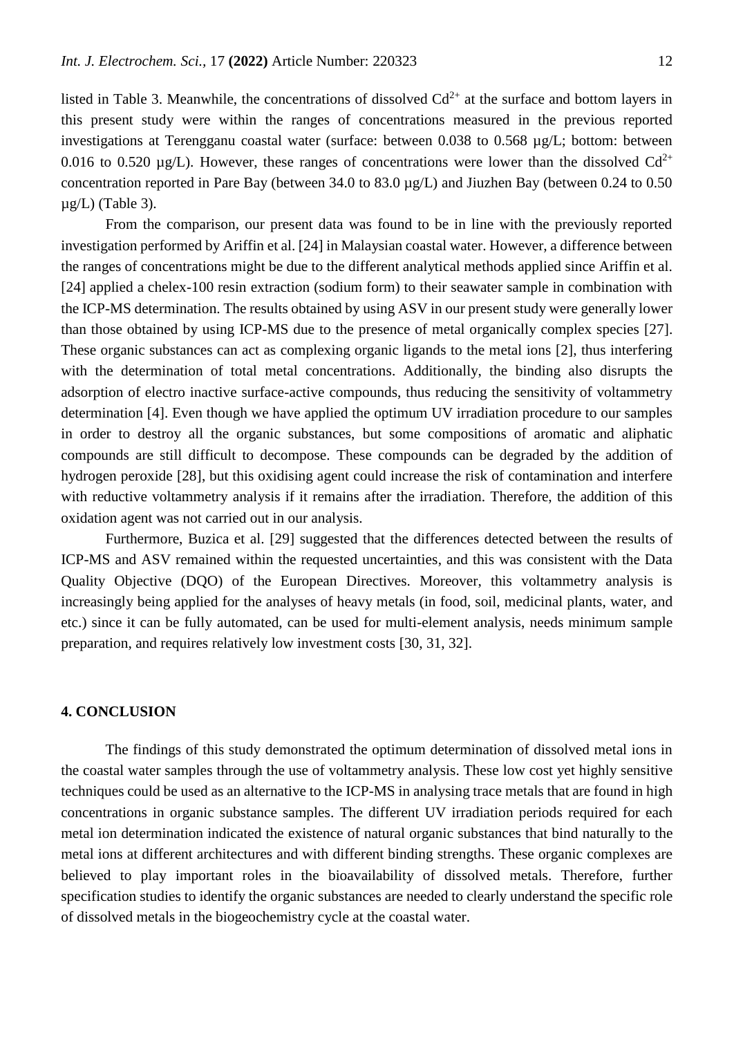listed in Table 3. Meanwhile, the concentrations of dissolved $Cd^{2+}$ at the surface and bottom layers in this present study were within the ranges of concentrations measured in the previous reported investigations at Terengganu coastal water (surface: between 0.038 to 0.568 µg/L; bottom: between 0.016 to 0.520 µg/L). However, these ranges of concentrations were lower than the dissolved $Cd^{2+}$ concentration reported in Pare Bay (between 34.0 to 83.0 µg/L) and Jiuzhen Bay (between 0.24 to 0.50 µg/L) (Table 3).

From the comparison, our present data was found to be in line with the previously reported investigation performed by Ariffin et al. [24] in Malaysian coastal water. However, a difference between the ranges of concentrations might be due to the different analytical methods applied since Ariffin et al. [24] applied a chelex-100 resin extraction (sodium form) to their seawater sample in combination with the ICP-MS determination. The results obtained by using ASV in our present study were generally lower than those obtained by using ICP-MS due to the presence of metal organically complex species [27]. These organic substances can act as complexing organic ligands to the metal ions [2], thus interfering with the determination of total metal concentrations. Additionally, the binding also disrupts the adsorption of electro inactive surface-active compounds, thus reducing the sensitivity of voltammetry determination [4]. Even though we have applied the optimum UV irradiation procedure to our samples in order to destroy all the organic substances, but some compositions of aromatic and aliphatic compounds are still difficult to decompose. These compounds can be degraded by the addition of hydrogen peroxide [28], but this oxidising agent could increase the risk of contamination and interfere with reductive voltammetry analysis if it remains after the irradiation. Therefore, the addition of this oxidation agent was not carried out in our analysis.

Furthermore, Buzica et al. [29] suggested that the differences detected between the results of ICP-MS and ASV remained within the requested uncertainties, and this was consistent with the Data Quality Objective (DQO) of the European Directives. Moreover, this voltammetry analysis is increasingly being applied for the analyses of heavy metals (in food, soil, medicinal plants, water, and etc.) since it can be fully automated, can be used for multi-element analysis, needs minimum sample preparation, and requires relatively low investment costs [30, 31, 32].

## 4. CONCLUSION

The findings of this study demonstrated the optimum determination of dissolved metal ions in the coastal water samples through the use of voltammetry analysis. These low cost yet highly sensitive techniques could be used as an alternative to the ICP-MS in analysing trace metals that are found in high concentrations in organic substance samples. The different UV irradiation periods required for each metal ion determination indicated the existence of natural organic substances that bind naturally to the metal ions at different architectures and with different binding strengths. These organic complexes are believed to play important roles in the bioavailability of dissolved metals. Therefore, further specification studies to identify the organic substances are needed to clearly understand the specific role of dissolved metals in the biogeochemistry cycle at the coastal water.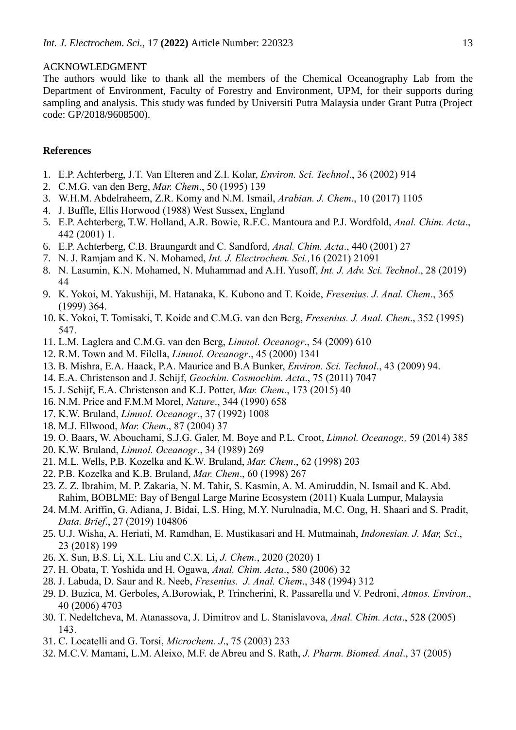ACKNOWLEDGMENT

The authors would like to thank all the members of the Chemical Oceanography Lab from the Department of Environment, Faculty of Forestry and Environment, UPM, for their supports during sampling and analysis. This study was funded by Universiti Putra Malaysia under Grant Putra (Project code: GP/2018/9608500).

**References**

1. E.P. Achterberg, J.T. Van Elteren and Z.I. Kolar, *Environ. Sci. Technol*., 36 (2002) 914
2. C.M.G. van den Berg, *Mar. Chem*., 50 (1995) 139
3. W.H.M. Abdelraheem, Z.R. Komy and N.M. Ismail, *Arabian. J. Chem*., 10 (2017) 1105
4. J. Buffle, Ellis Horwood (1988) West Sussex, England
5. E.P. Achterberg, T.W. Holland, A.R. Bowie, R.F.C. Mantoura and P.J. Wordfold, *Anal. Chim. Acta*., 442 (2001) 1.
6. E.P. Achterberg, C.B. Braungardt and C. Sandford, *Anal. Chim. Acta*., 440 (2001) 27
7. N. J. Ramjam and K. N. Mohamed, *Int. J. Electrochem. Sci.,*16 (2021) 21091
8. N. Lasumin, K.N. Mohamed, N. Muhammad and A.H. Yusoff, *Int. J. Adv. Sci. Technol*., 28 (2019) 44
9. K. Yokoi, M. Yakushiji, M. Hatanaka, K. Kubono and T. Koide, *Fresenius. J. Anal. Chem*., 365 (1999) 364.
10. K. Yokoi, T. Tomisaki, T. Koide and C.M.G. van den Berg, *Fresenius. J. Anal. Chem*., 352 (1995) 547.
11. L.M. Laglera and C.M.G. van den Berg, *Limnol. Oceanogr*., 54 (2009) 610
12. R.M. Town and M. Filella, *Limnol. Oceanogr*., 45 (2000) 1341
13. B. Mishra, E.A. Haack, P.A. Maurice and B.A Bunker, *Environ. Sci. Technol*., 43 (2009) 94.
14. E.A. Christenson and J. Schijf, *Geochim. Cosmochim. Acta*., 75 (2011) 7047
15. J. Schijf, E.A. Christenson and K.J. Potter, *Mar. Chem*., 173 (2015) 40
16. N.M. Price and F.M.M Morel, *Nature*., 344 (1990) 658
17. K.W. Bruland, *Limnol. Oceanogr*., 37 (1992) 1008
18. M.J. Ellwood, *Mar. Chem*., 87 (2004) 37
19. O. Baars, W. Abouchami, S.J.G. Galer, M. Boye and P.L. Croot, *Limnol. Oceanogr.,* 59 (2014) 385
20. K.W. Bruland, *Limnol. Oceanogr*., 34 (1989) 269
21. M.L. Wells, P.B. Kozelka and K.W. Bruland, *Mar. Chem*., 62 (1998) 203
22. P.B. Kozelka and K.B. Bruland, *Mar. Chem*., 60 (1998) 267
23. Z. Z. Ibrahim, M. P. Zakaria, N. M. Tahir, S. Kasmin, A. M. Amiruddin, N. Ismail and K. Abd. Rahim, BOBLME: Bay of Bengal Large Marine Ecosystem (2011) Kuala Lumpur, Malaysia
24. M.M. Ariffin, G. Adiana, J. Bidai, L.S. Hing, M.Y. Nurulnadia, M.C. Ong, H. Shaari and S. Pradit, *Data. Brief*., 27 (2019) 104806
25. U.J. Wisha, A. Heriati, M. Ramdhan, E. Mustikasari and H. Mutmainah, *Indonesian. J. Mar, Sci*., 23 (2018) 199
26. X. Sun, B.S. Li, X.L. Liu and C.X. Li, *J. Chem.*, 2020 (2020) 1
27. H. Obata, T. Yoshida and H. Ogawa, *Anal. Chim. Acta*., 580 (2006) 32
28. J. Labuda, D. Saur and R. Neeb, *Fresenius. J. Anal. Chem*., 348 (1994) 312
29. D. Buzica, M. Gerboles, A.Borowiak, P. Trincherini, R. Passarella and V. Pedroni, *Atmos. Environ*., 40 (2006) 4703
30. T. Nedeltcheva, M. Atanassova, J. Dimitrov and L. Stanislavova, *Anal. Chim. Acta*., 528 (2005) 143.
31. C. Locatelli and G. Torsi, *Microchem. J*., 75 (2003) 233
32. M.C.V. Mamani, L.M. Aleixo, M.F. de Abreu and S. Rath, *J. Pharm. Biomed. Anal*., 37 (2005)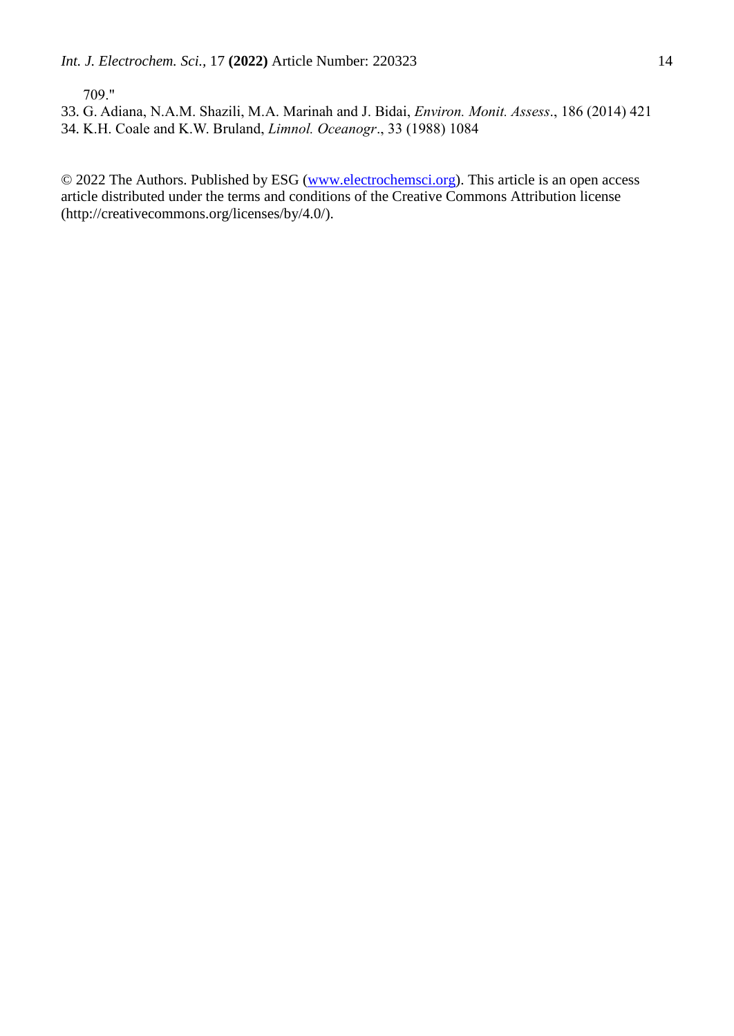709."

33. G. Adiana, N.A.M. Shazili, M.A. Marinah and J. Bidai, *Environ. Monit. Assess*., 186 (2014) 421
34. K.H. Coale and K.W. Bruland, *Limnol. Oceanogr*., 33 (1988) 1084

© 2022 The Authors. Published by ESG (www.electrochemsci.org). This article is an open access article distributed under the terms and conditions of the Creative Commons Attribution license (http://creativecommons.org/licenses/by/4.0/).